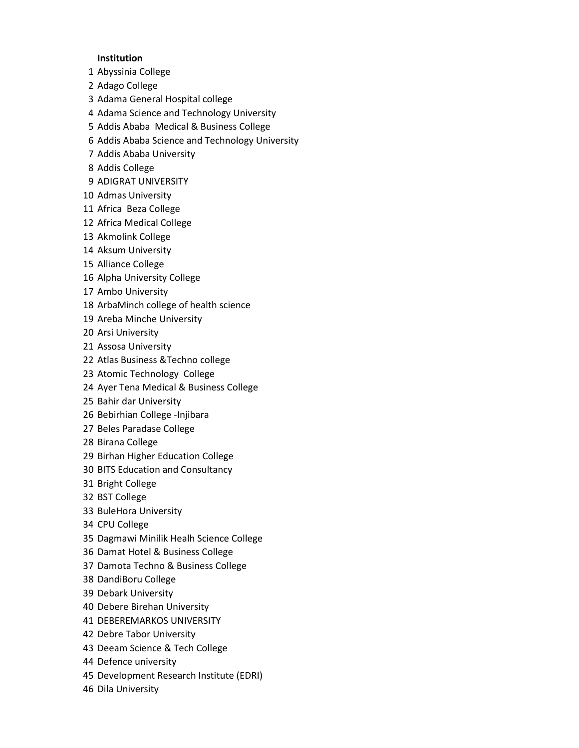| | Institution |
|---|---|
| 1 | Abyssinia College |
| 2 | Adago College |
| 3 | Adama General Hospital college |
| 4 | Adama Science and Technology University |
| 5 | Addis Ababa  Medical & Business College |
| 6 | Addis Ababa Science and Technology University |
| 7 | Addis Ababa University |
| 8 | Addis College |
| 9 | ADIGRAT UNIVERSITY |
| 10 | Admas University |
| 11 | Africa  Beza College |
| 12 | Africa Medical College |
| 13 | Akmolink College |
| 14 | Aksum University |
| 15 | Alliance College |
| 16 | Alpha University College |
| 17 | Ambo University |
| 18 | ArbaMinch college of health science |
| 19 | Areba Minche University |
| 20 | Arsi University |
| 21 | Assosa University |
| 22 | Atlas Business &Techno college |
| 23 | Atomic Technology  College |
| 24 | Ayer Tena Medical & Business College |
| 25 | Bahir dar University |
| 26 | Bebirhian College -Injibara |
| 27 | Beles Paradase College |
| 28 | Birana College |
| 29 | Birhan Higher Education College |
| 30 | BITS Education and Consultancy |
| 31 | Bright College |
| 32 | BST College |
| 33 | BuleHora University |
| 34 | CPU College |
| 35 | Dagmawi Minilik Healh Science College |
| 36 | Damat Hotel & Business College |
| 37 | Damota Techno & Business College |
| 38 | DandiBoru College |
| 39 | Debark University |
| 40 | Debere Birehan University |
| 41 | DEBEREMARKOS UNIVERSITY |
| 42 | Debre Tabor University |
| 43 | Deeam Science & Tech College |
| 44 | Defence university |
| 45 | Development Research Institute (EDRI) |
| 46 | Dila University |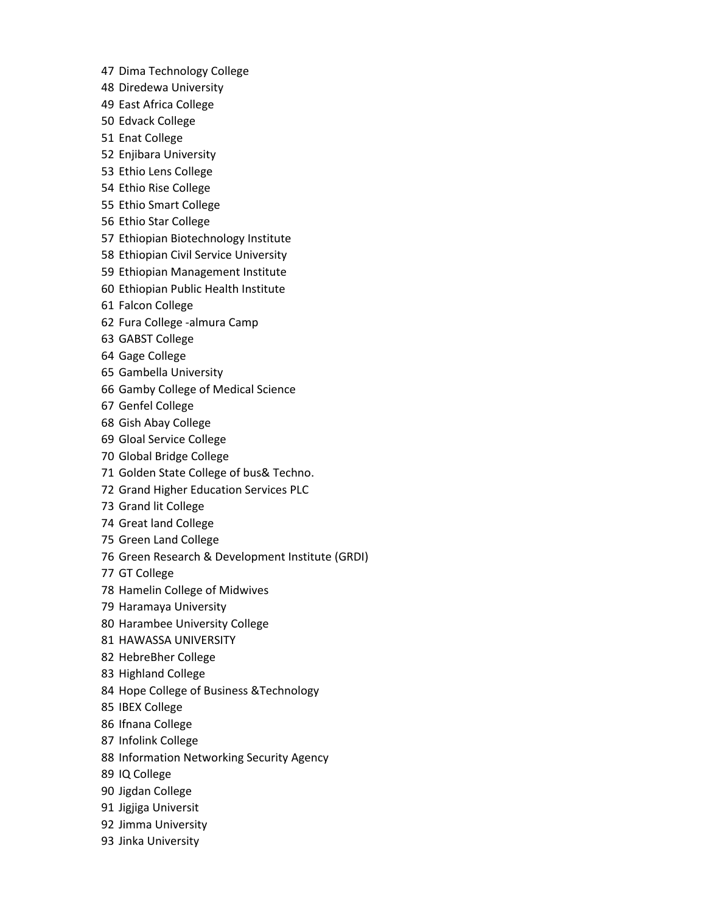47 Dima Technology College
48 Diredewa University
49 East Africa College
50 Edvack College
51 Enat College
52 Enjibara University
53 Ethio Lens College
54 Ethio Rise College
55 Ethio Smart College
56 Ethio Star College
57 Ethiopian Biotechnology Institute
58 Ethiopian Civil Service University
59 Ethiopian Management Institute
60 Ethiopian Public Health Institute
61 Falcon College
62 Fura College -almura Camp
63 GABST College
64 Gage College
65 Gambella University
66 Gamby College of Medical Science
67 Genfel College
68 Gish Abay College
69 Gloal Service College
70 Global Bridge College
71 Golden State College of bus& Techno.
72 Grand Higher Education Services PLC
73 Grand lit College
74 Great land College
75 Green Land College
76 Green Research & Development Institute (GRDI)
77 GT College
78 Hamelin College of Midwives
79 Haramaya University
80 Harambee University College
81 HAWASSA UNIVERSITY
82 HebreBher College
83 Highland College
84 Hope College of Business &Technology
85 IBEX College
86 Ifnana College
87 Infolink College
88 Information Networking Security Agency
89 IQ College
90 Jigdan College
91 Jigjiga Universit
92 Jimma University
93 Jinka University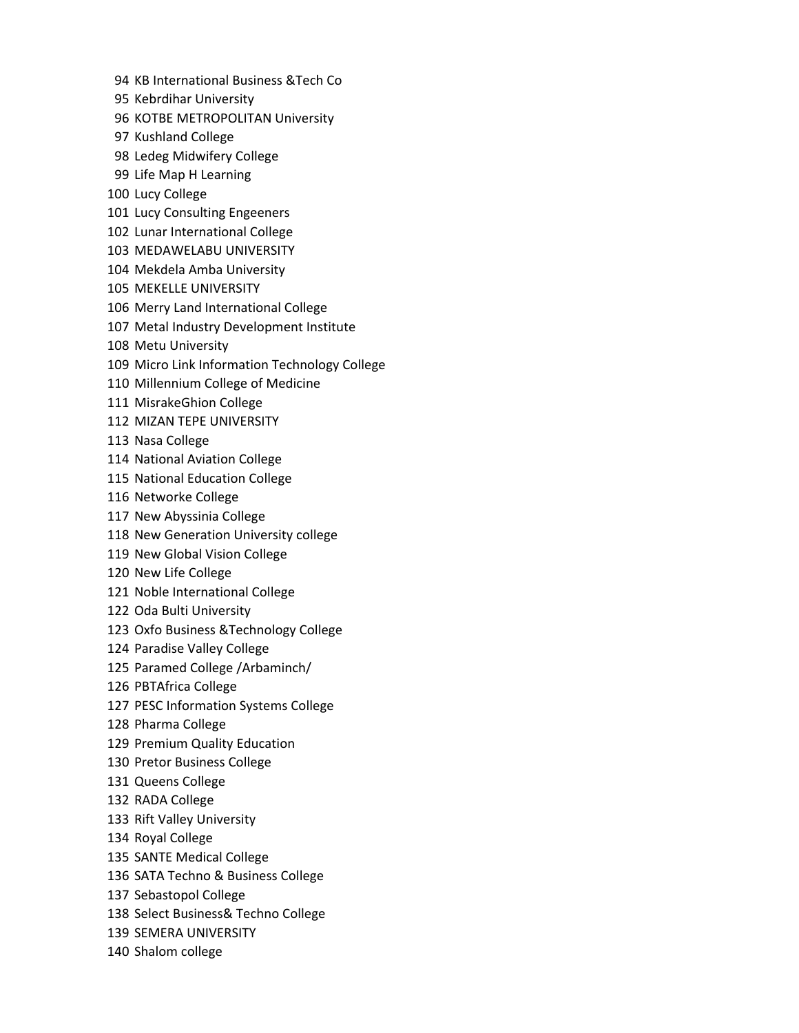94 KB International Business &Tech Co
95 Kebrdihar University
96 KOTBE METROPOLITAN University
97 Kushland College
98 Ledeg Midwifery College
99 Life Map H Learning
100 Lucy College
101 Lucy Consulting Engeeners
102 Lunar International College
103 MEDAWELABU UNIVERSITY
104 Mekdela Amba University
105 MEKELLE UNIVERSITY
106 Merry Land International College
107 Metal Industry Development Institute
108 Metu University
109 Micro Link Information Technology College
110 Millennium College of Medicine
111 MisrakeGhion College
112 MIZAN TEPE UNIVERSITY
113 Nasa College
114 National Aviation College
115 National Education College
116 Networke College
117 New Abyssinia College
118 New Generation University college
119 New Global Vision College
120 New Life College
121 Noble International College
122 Oda Bulti University
123 Oxfo Business &Technology College
124 Paradise Valley College
125 Paramed College /Arbaminch/
126 PBTAfrica College
127 PESC Information Systems College
128 Pharma College
129 Premium Quality Education
130 Pretor Business College
131 Queens College
132 RADA College
133 Rift Valley University
134 Royal College
135 SANTE Medical College
136 SATA Techno & Business College
137 Sebastopol College
138 Select Business& Techno College
139 SEMERA UNIVERSITY
140 Shalom college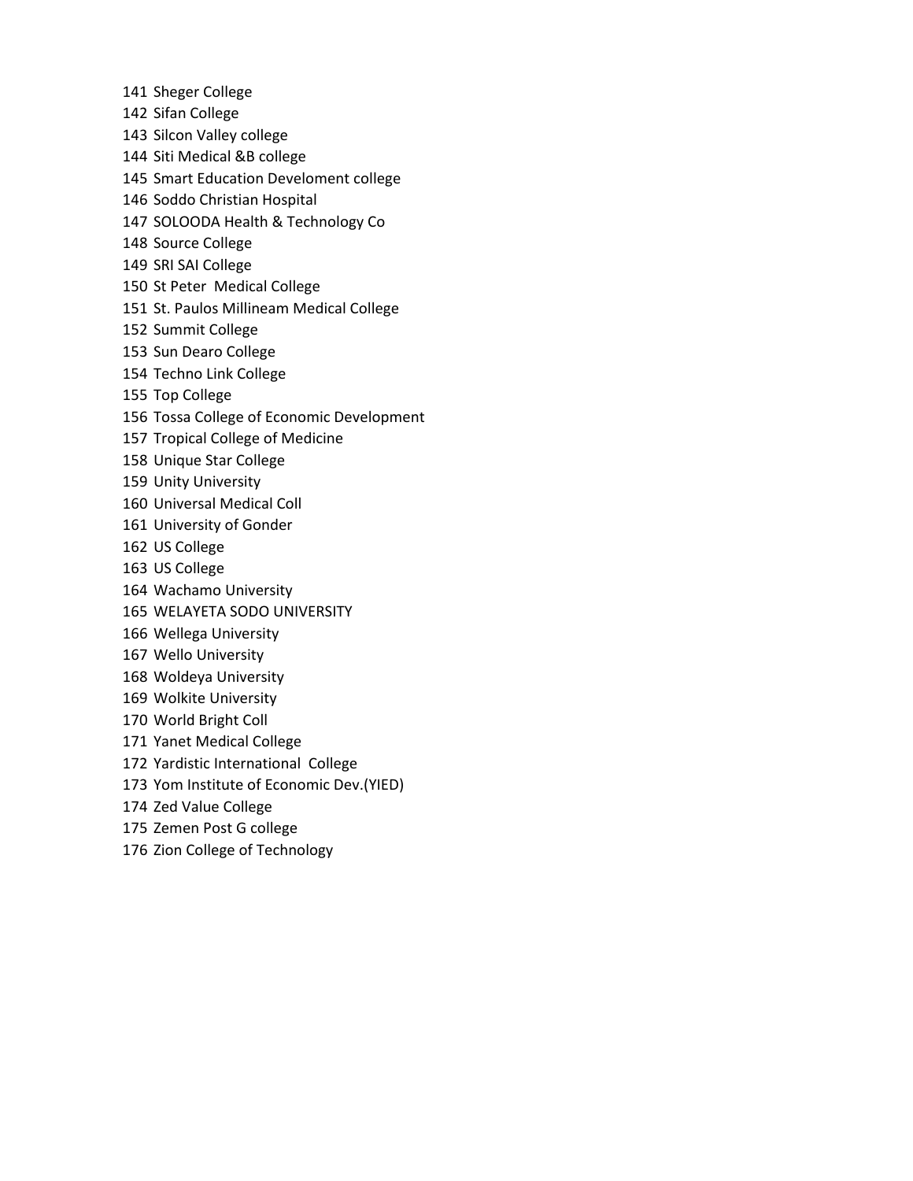141 Sheger College
142 Sifan College
143 Silcon Valley college
144 Siti Medical &B college
145 Smart Education Develoment college
146 Soddo Christian Hospital
147 SOLOODA Health & Technology Co
148 Source College
149 SRI SAI College
150 St Peter  Medical College
151 St. Paulos Millineam Medical College
152 Summit College
153 Sun Dearo College
154 Techno Link College
155 Top College
156 Tossa College of Economic Development
157 Tropical College of Medicine
158 Unique Star College
159 Unity University
160 Universal Medical Coll
161 University of Gonder
162 US College
163 US College
164 Wachamo University
165 WELAYETA SODO UNIVERSITY
166 Wellega University
167 Wello University
168 Woldeya University
169 Wolkite University
170 World Bright Coll
171 Yanet Medical College
172 Yardistic International  College
173 Yom Institute of Economic Dev.(YIED)
174 Zed Value College
175 Zemen Post G college
176 Zion College of Technology